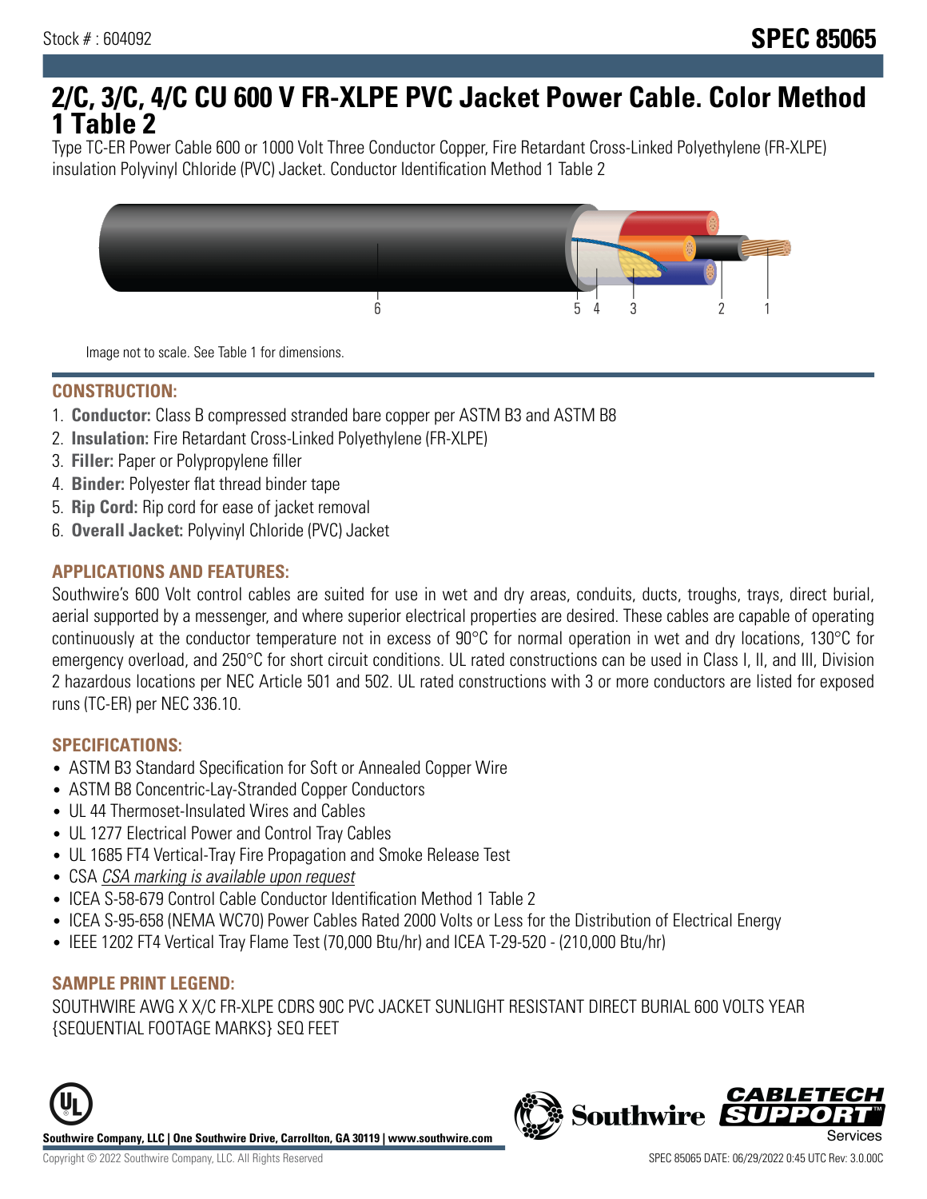Stock # : 604092

# SPEC 85065

## 2/C, 3/C, 4/C CU 600 V FR-XLPE PVC Jacket Power Cable. Color Method 1 Table 2

Type TC-ER Power Cable 600 or 1000 Volt Three Conductor Copper, Fire Retardant Cross-Linked Polyethylene (FR-XLPE) insulation Polyvinyl Chloride (PVC) Jacket. Conductor Identification Method 1 Table 2

6 5 4 3 2 1

Image not to scale. See Table 1 for dimensions.

### CONSTRUCTION:

1. **Conductor:** Class B compressed stranded bare copper per ASTM B3 and ASTM B8
2. **Insulation:** Fire Retardant Cross-Linked Polyethylene (FR-XLPE)
3. **Filler:** Paper or Polypropylene filler
4. **Binder:** Polyester flat thread binder tape
5. **Rip Cord:** Rip cord for ease of jacket removal
6. **Overall Jacket:** Polyvinyl Chloride (PVC) Jacket

### APPLICATIONS AND FEATURES:

Southwire's 600 Volt control cables are suited for use in wet and dry areas, conduits, ducts, troughs, trays, direct burial, aerial supported by a messenger, and where superior electrical properties are desired. These cables are capable of operating continuously at the conductor temperature not in excess of 90°C for normal operation in wet and dry locations, 130°C for emergency overload, and 250°C for short circuit conditions. UL rated constructions can be used in Class I, II, and III, Division 2 hazardous locations per NEC Article 501 and 502. UL rated constructions with 3 or more conductors are listed for exposed runs (TC-ER) per NEC 336.10.

### SPECIFICATIONS:

- ASTM B3 Standard Specification for Soft or Annealed Copper Wire
- ASTM B8 Concentric-Lay-Stranded Copper Conductors
- UL 44 Thermoset-Insulated Wires and Cables
- UL 1277 Electrical Power and Control Tray Cables
- UL 1685 FT4 Vertical-Tray Fire Propagation and Smoke Release Test
- CSA *CSA marking is available upon request*
- ICEA S-58-679 Control Cable Conductor Identification Method 1 Table 2
- ICEA S-95-658 (NEMA WC70) Power Cables Rated 2000 Volts or Less for the Distribution of Electrical Energy
- IEEE 1202 FT4 Vertical Tray Flame Test (70,000 Btu/hr) and ICEA T-29-520 - (210,000 Btu/hr)

### SAMPLE PRINT LEGEND:

SOUTHWIRE AWG X X/C FR-XLPE CDRS 90C PVC JACKET SUNLIGHT RESISTANT DIRECT BURIAL 600 VOLTS YEAR {SEQUENTIAL FOOTAGE MARKS} SEQ FEET

**Southwire Company, LLC | One Southwire Drive, Carrollton, GA 30119 | www.southwire.com**

Copyright © 2022 Southwire Company, LLC. All Rights Reserved

SPEC 85065 DATE: 06/29/2022 0:45 UTC Rev: 3.0.00C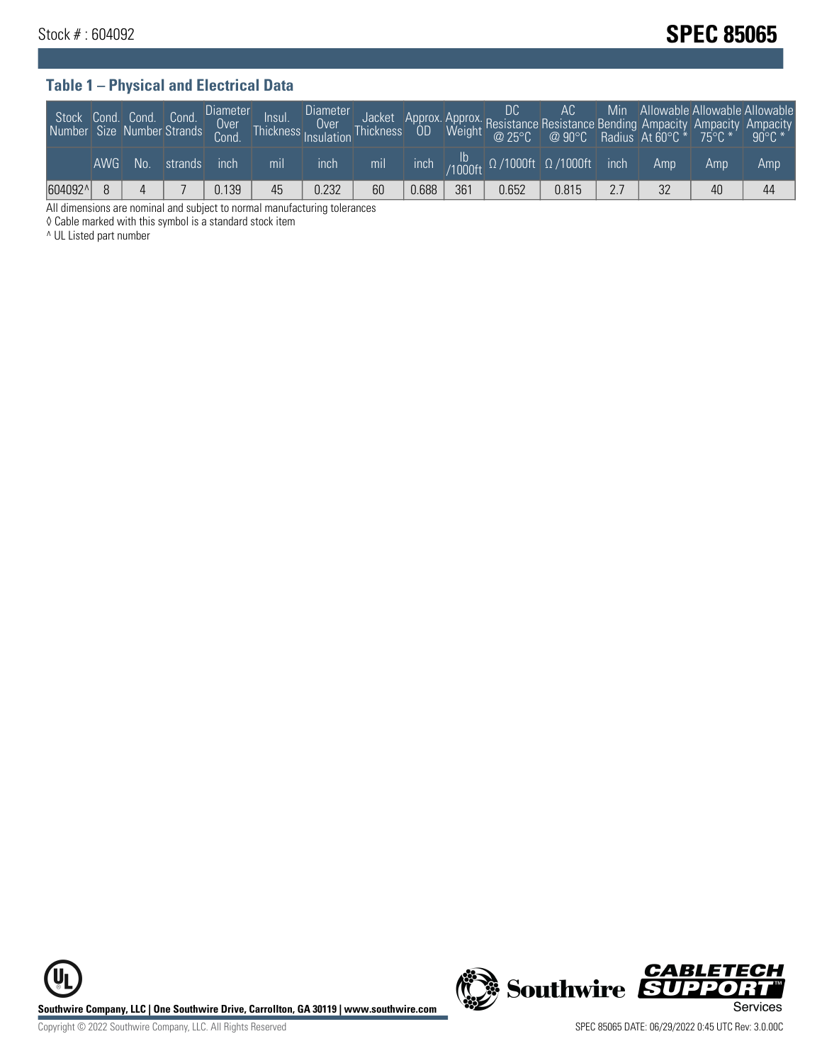### Table 1 – Physical and Electrical Data

| Stock Number | Cond. Size | Cond. Number | Cond. Strands | Diameter Over Cond. | Insul. Thickness | Diameter Over Insulation | Jacket Thickness | Approx. OD | Approx. Weight | DC Resistance @ 25°C | AC Resistance @ 90°C | Min Bending Radius | Allowable Ampacity At 60°C * | Allowable Ampacity 75°C * | Allowable Ampacity 90°C * |
|---|---|---|---|---|---|---|---|---|---|---|---|---|---|---|---|
| | AWG | No. | strands | inch | mil | inch | mil | inch | lb /1000ft | Ω /1000ft | Ω /1000ft | inch | Amp | Amp | Amp |
| 604092^ | 8 | 4 | 7 | 0.139 | 45 | 0.232 | 60 | 0.688 | 361 | 0.652 | 0.815 | 2.7 | 32 | 40 | 44 |

All dimensions are nominal and subject to normal manufacturing tolerances

◊ Cable marked with this symbol is a standard stock item

^ UL Listed part number

Southwire Company, LLC | One Southwire Drive, Carrollton, GA 30119 | www.southwire.com

Copyright © 2022 Southwire Company, LLC. All Rights Reserved

SPEC 85065 DATE: 06/29/2022 0:45 UTC Rev: 3.0.00C